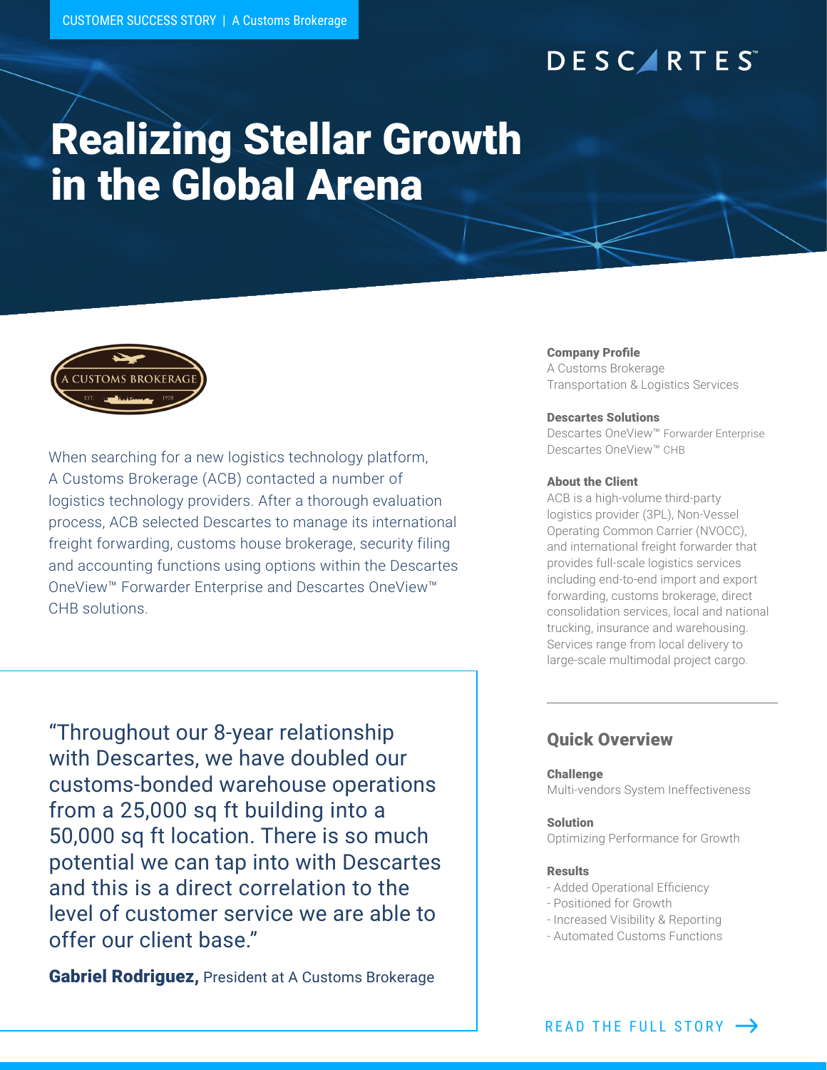CUSTOMER SUCCESS STORY | A Customs Brokerage

DESCARTES™

# Realizing Stellar Growth in the Global Arena

A CUSTOMS BROKERAGE EST. 1978

When searching for a new logistics technology platform, A Customs Brokerage (ACB) contacted a number of logistics technology providers. After a thorough evaluation process, ACB selected Descartes to manage its international freight forwarding, customs house brokerage, security filing and accounting functions using options within the Descartes OneView™ Forwarder Enterprise and Descartes OneView™ CHB solutions.

> "Throughout our 8-year relationship with Descartes, we have doubled our customs-bonded warehouse operations from a 25,000 sq ft building into a 50,000 sq ft location. There is so much potential we can tap into with Descartes and this is a direct correlation to the level of customer service we are able to offer our client base."
>
> **Gabriel Rodriguez,** President at A Customs Brokerage

**Company Profile**
A Customs Brokerage
Transportation & Logistics Services

**Descartes Solutions**
Descartes OneView™ Forwarder Enterprise
Descartes OneView™ CHB

**About the Client**
ACB is a high-volume third-party logistics provider (3PL), Non-Vessel Operating Common Carrier (NVOCC), and international freight forwarder that provides full-scale logistics services including end-to-end import and export forwarding, customs brokerage, direct consolidation services, local and national trucking, insurance and warehousing. Services range from local delivery to large-scale multimodal project cargo.

## Quick Overview

**Challenge**
Multi-vendors System Ineffectiveness

**Solution**
Optimizing Performance for Growth

**Results**
- Added Operational Efficiency
- Positioned for Growth
- Increased Visibility & Reporting
- Automated Customs Functions

READ THE FULL STORY →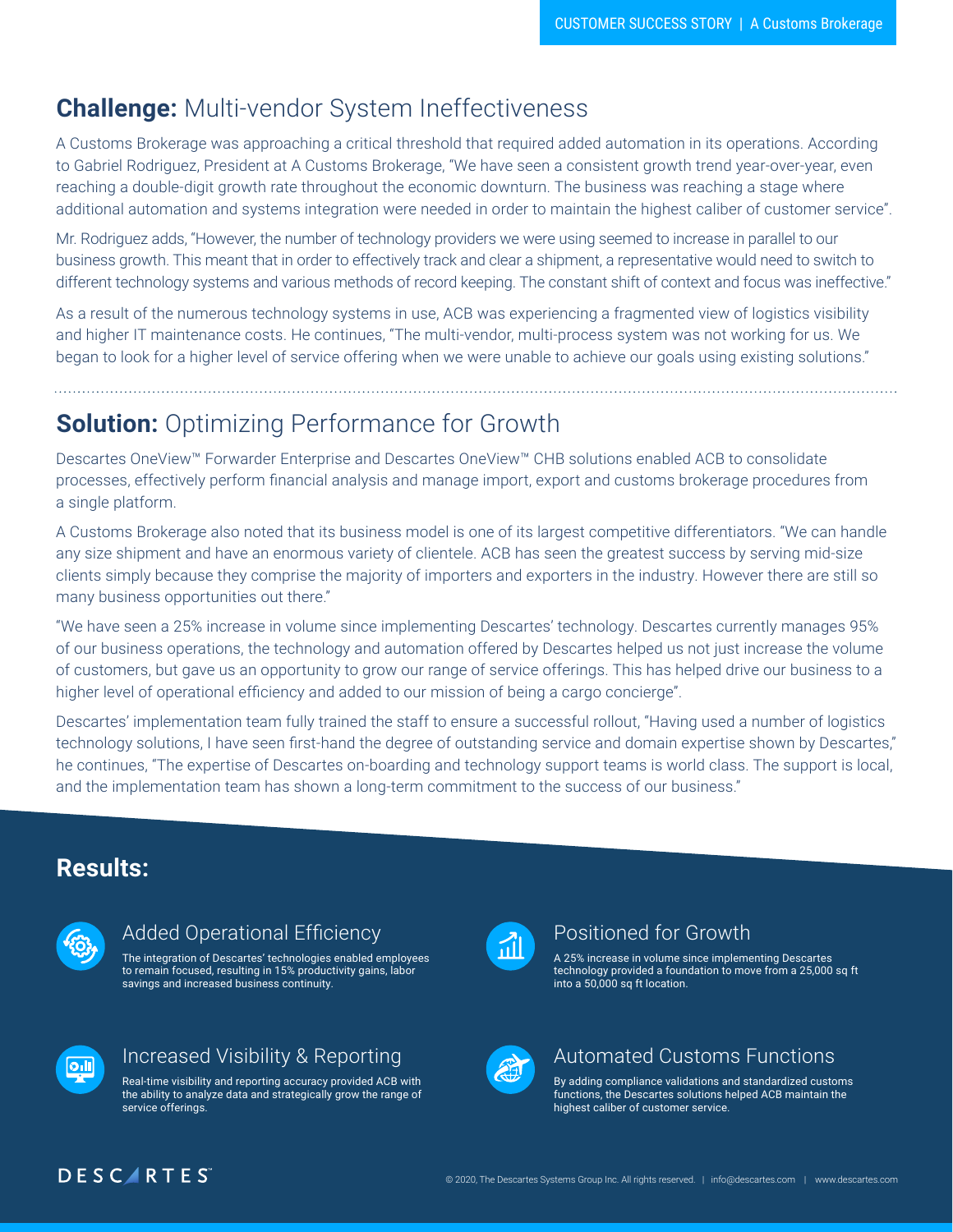## **Challenge:** Multi-vendor System Ineffectiveness

A Customs Brokerage was approaching a critical threshold that required added automation in its operations. According to Gabriel Rodriguez, President at A Customs Brokerage, "We have seen a consistent growth trend year-over-year, even reaching a double-digit growth rate throughout the economic downturn. The business was reaching a stage where additional automation and systems integration were needed in order to maintain the highest caliber of customer service".

Mr. Rodriguez adds, "However, the number of technology providers we were using seemed to increase in parallel to our business growth. This meant that in order to effectively track and clear a shipment, a representative would need to switch to different technology systems and various methods of record keeping. The constant shift of context and focus was ineffective."

As a result of the numerous technology systems in use, ACB was experiencing a fragmented view of logistics visibility and higher IT maintenance costs. He continues, "The multi-vendor, multi-process system was not working for us. We began to look for a higher level of service offering when we were unable to achieve our goals using existing solutions."

## **Solution:** Optimizing Performance for Growth

Descartes OneView™ Forwarder Enterprise and Descartes OneView™ CHB solutions enabled ACB to consolidate processes, effectively perform financial analysis and manage import, export and customs brokerage procedures from a single platform.

A Customs Brokerage also noted that its business model is one of its largest competitive differentiators. "We can handle any size shipment and have an enormous variety of clientele. ACB has seen the greatest success by serving mid-size clients simply because they comprise the majority of importers and exporters in the industry. However there are still so many business opportunities out there."

"We have seen a 25% increase in volume since implementing Descartes' technology. Descartes currently manages 95% of our business operations, the technology and automation offered by Descartes helped us not just increase the volume of customers, but gave us an opportunity to grow our range of service offerings. This has helped drive our business to a higher level of operational efficiency and added to our mission of being a cargo concierge".

Descartes' implementation team fully trained the staff to ensure a successful rollout, "Having used a number of logistics technology solutions, I have seen first-hand the degree of outstanding service and domain expertise shown by Descartes," he continues, "The expertise of Descartes on-boarding and technology support teams is world class. The support is local, and the implementation team has shown a long-term commitment to the success of our business."

## Results:

### Added Operational Efficiency

The integration of Descartes' technologies enabled employees to remain focused, resulting in 15% productivity gains, labor savings and increased business continuity.

### Positioned for Growth

A 25% increase in volume since implementing Descartes technology provided a foundation to move from a 25,000 sq ft into a 50,000 sq ft location.

### Increased Visibility & Reporting

Real-time visibility and reporting accuracy provided ACB with the ability to analyze data and strategically grow the range of service offerings.

### Automated Customs Functions

By adding compliance validations and standardized customs functions, the Descartes solutions helped ACB maintain the highest caliber of customer service.

DESCARTES

© 2020, The Descartes Systems Group Inc. All rights reserved. | info@descartes.com | www.descartes.com